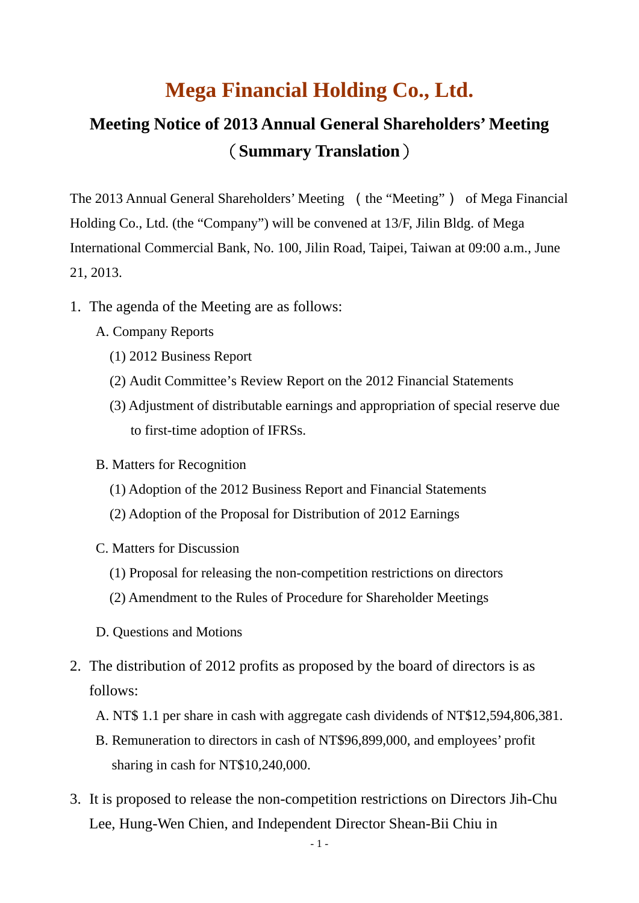# Mega Financial Holding Co., Ltd.

## Meeting Notice of 2013 Annual General Shareholders' Meeting（Summary Translation）

The 2013 Annual General Shareholders' Meeting （the "Meeting"） of Mega Financial Holding Co., Ltd. (the "Company") will be convened at 13/F, Jilin Bldg. of Mega International Commercial Bank, No. 100, Jilin Road, Taipei, Taiwan at 09:00 a.m., June 21, 2013.

1. The agenda of the Meeting are as follows:

   A. Company Reports

      (1) 2012 Business Report

      (2) Audit Committee's Review Report on the 2012 Financial Statements

      (3) Adjustment of distributable earnings and appropriation of special reserve due to first-time adoption of IFRSs.

   B. Matters for Recognition

      (1) Adoption of the 2012 Business Report and Financial Statements

      (2) Adoption of the Proposal for Distribution of 2012 Earnings

   C. Matters for Discussion

      (1) Proposal for releasing the non-competition restrictions on directors

      (2) Amendment to the Rules of Procedure for Shareholder Meetings

   D. Questions and Motions

2. The distribution of 2012 profits as proposed by the board of directors is as follows:

   A. NT$ 1.1 per share in cash with aggregate cash dividends of NT$12,594,806,381.

   B. Remuneration to directors in cash of NT$96,899,000, and employees' profit sharing in cash for NT$10,240,000.

3. It is proposed to release the non-competition restrictions on Directors Jih-Chu Lee, Hung-Wen Chien, and Independent Director Shean-Bii Chiu in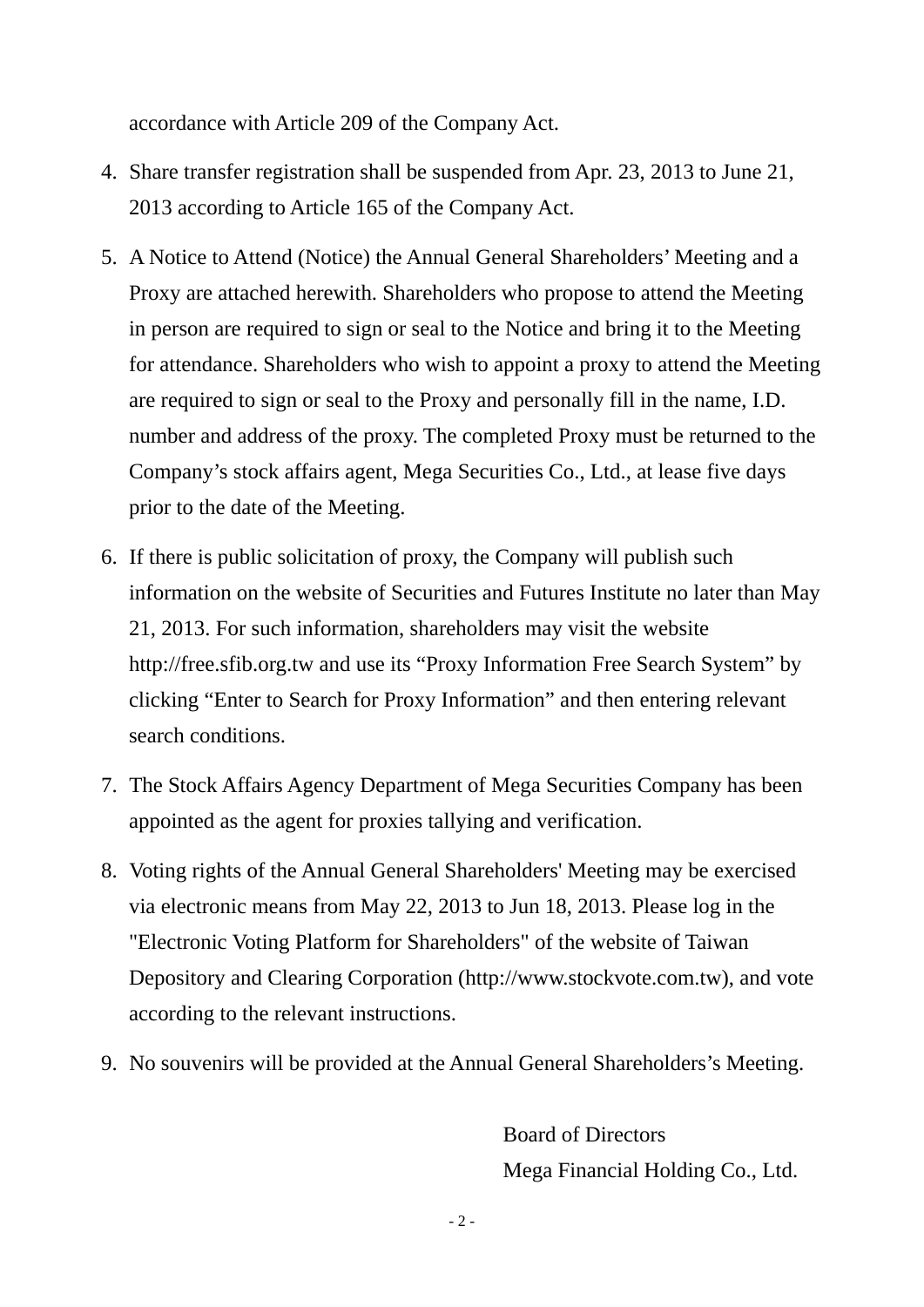accordance with Article 209 of the Company Act.

4. Share transfer registration shall be suspended from Apr. 23, 2013 to June 21, 2013 according to Article 165 of the Company Act.
5. A Notice to Attend (Notice) the Annual General Shareholders' Meeting and a Proxy are attached herewith. Shareholders who propose to attend the Meeting in person are required to sign or seal to the Notice and bring it to the Meeting for attendance. Shareholders who wish to appoint a proxy to attend the Meeting are required to sign or seal to the Proxy and personally fill in the name, I.D. number and address of the proxy. The completed Proxy must be returned to the Company's stock affairs agent, Mega Securities Co., Ltd., at lease five days prior to the date of the Meeting.
6. If there is public solicitation of proxy, the Company will publish such information on the website of Securities and Futures Institute no later than May 21, 2013. For such information, shareholders may visit the website http://free.sfib.org.tw and use its "Proxy Information Free Search System" by clicking "Enter to Search for Proxy Information" and then entering relevant search conditions.
7. The Stock Affairs Agency Department of Mega Securities Company has been appointed as the agent for proxies tallying and verification.
8. Voting rights of the Annual General Shareholders' Meeting may be exercised via electronic means from May 22, 2013 to Jun 18, 2013. Please log in the "Electronic Voting Platform for Shareholders" of the website of Taiwan Depository and Clearing Corporation (http://www.stockvote.com.tw), and vote according to the relevant instructions.
9. No souvenirs will be provided at the Annual General Shareholders's Meeting.

Board of Directors
Mega Financial Holding Co., Ltd.